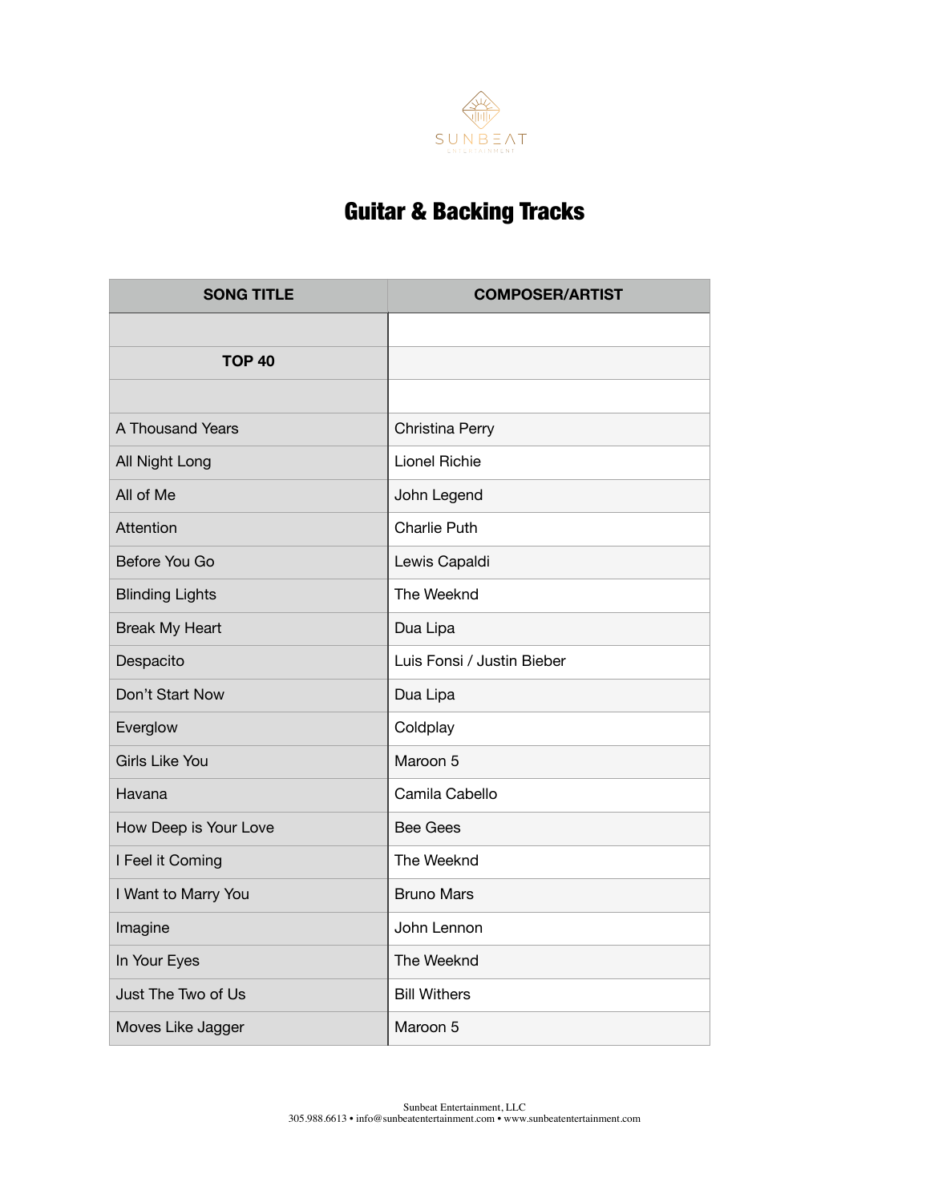SUNBEAT ENTERTAINMENT

# Guitar & Backing Tracks

| SONG TITLE | COMPOSER/ARTIST |
|---|---|
| | |
| **TOP 40** | |
| | |
| A Thousand Years | Christina Perry |
| All Night Long | Lionel Richie |
| All of Me | John Legend |
| Attention | Charlie Puth |
| Before You Go | Lewis Capaldi |
| Blinding Lights | The Weeknd |
| Break My Heart | Dua Lipa |
| Despacito | Luis Fonsi / Justin Bieber |
| Don't Start Now | Dua Lipa |
| Everglow | Coldplay |
| Girls Like You | Maroon 5 |
| Havana | Camila Cabello |
| How Deep is Your Love | Bee Gees |
| I Feel it Coming | The Weeknd |
| I Want to Marry You | Bruno Mars |
| Imagine | John Lennon |
| In Your Eyes | The Weeknd |
| Just The Two of Us | Bill Withers |
| Moves Like Jagger | Maroon 5 |

Sunbeat Entertainment, LLC
305.988.6613 • info@sunbeatentertainment.com • www.sunbeatentertainment.com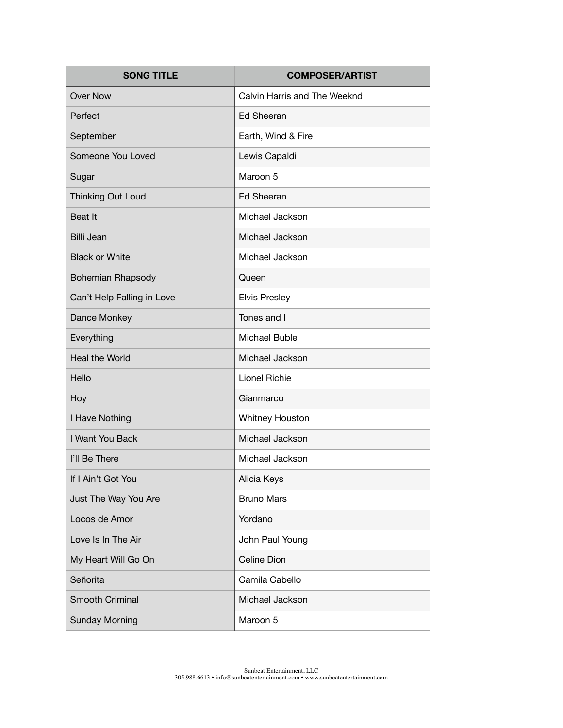| SONG TITLE | COMPOSER/ARTIST |
| --- | --- |
| Over Now | Calvin Harris and The Weeknd |
| Perfect | Ed Sheeran |
| September | Earth, Wind & Fire |
| Someone You Loved | Lewis Capaldi |
| Sugar | Maroon 5 |
| Thinking Out Loud | Ed Sheeran |
| Beat It | Michael Jackson |
| Billi Jean | Michael Jackson |
| Black or White | Michael Jackson |
| Bohemian Rhapsody | Queen |
| Can't Help Falling in Love | Elvis Presley |
| Dance Monkey | Tones and I |
| Everything | Michael Buble |
| Heal the World | Michael Jackson |
| Hello | Lionel Richie |
| Hoy | Gianmarco |
| I Have Nothing | Whitney Houston |
| I Want You Back | Michael Jackson |
| I'll Be There | Michael Jackson |
| If I Ain't Got You | Alicia Keys |
| Just The Way You Are | Bruno Mars |
| Locos de Amor | Yordano |
| Love Is In The Air | John Paul Young |
| My Heart Will Go On | Celine Dion |
| Señorita | Camila Cabello |
| Smooth Criminal | Michael Jackson |
| Sunday Morning | Maroon 5 |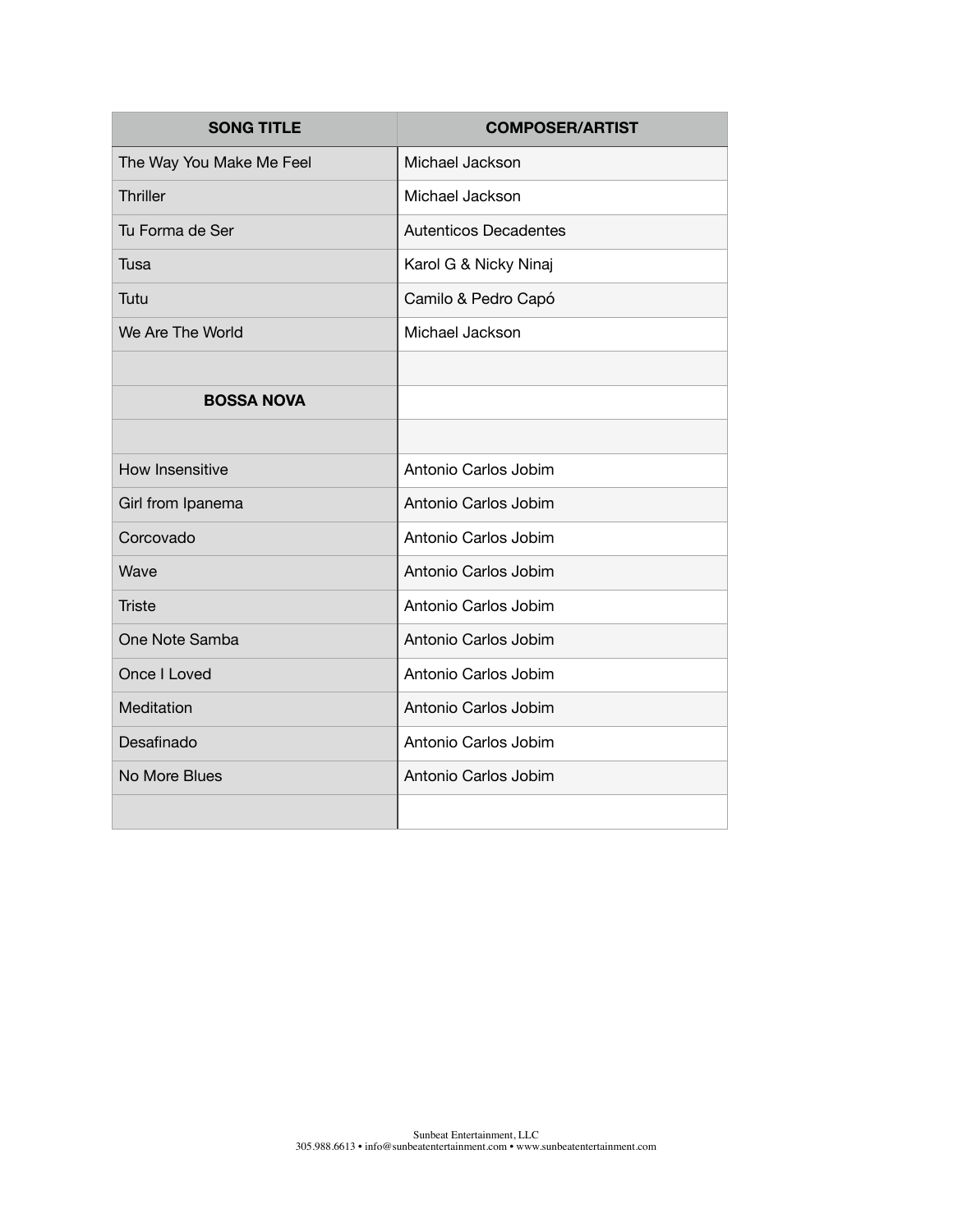| SONG TITLE | COMPOSER/ARTIST |
|---|---|
| The Way You Make Me Feel | Michael Jackson |
| Thriller | Michael Jackson |
| Tu Forma de Ser | Autenticos Decadentes |
| Tusa | Karol G & Nicky Ninaj |
| Tutu | Camilo & Pedro Capó |
| We Are The World | Michael Jackson |
| | |
| **BOSSA NOVA** | |
| | |
| How Insensitive | Antonio Carlos Jobim |
| Girl from Ipanema | Antonio Carlos Jobim |
| Corcovado | Antonio Carlos Jobim |
| Wave | Antonio Carlos Jobim |
| Triste | Antonio Carlos Jobim |
| One Note Samba | Antonio Carlos Jobim |
| Once I Loved | Antonio Carlos Jobim |
| Meditation | Antonio Carlos Jobim |
| Desafinado | Antonio Carlos Jobim |
| No More Blues | Antonio Carlos Jobim |
| | |